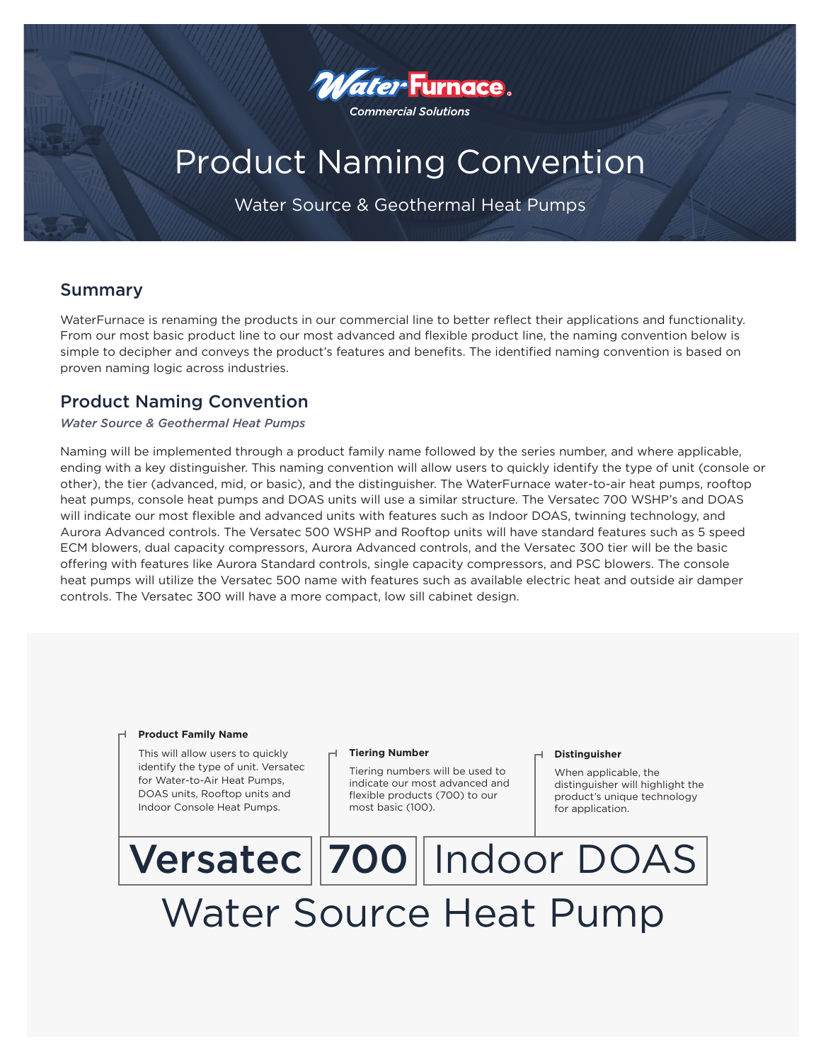WaterFurnace

*Commercial Solutions*

# Product Naming Convention

Water Source & Geothermal Heat Pumps

## Summary

WaterFurnace is renaming the products in our commercial line to better reflect their applications and functionality. From our most basic product line to our most advanced and flexible product line, the naming convention below is simple to decipher and conveys the product's features and benefits. The identified naming convention is based on proven naming logic across industries.

## Product Naming Convention

*Water Source & Geothermal Heat Pumps*

Naming will be implemented through a product family name followed by the series number, and where applicable, ending with a key distinguisher. This naming convention will allow users to quickly identify the type of unit (console or other), the tier (advanced, mid, or basic), and the distinguisher. The WaterFurnace water-to-air heat pumps, rooftop heat pumps, console heat pumps and DOAS units will use a similar structure. The Versatec 700 WSHP's and DOAS will indicate our most flexible and advanced units with features such as Indoor DOAS, twinning technology, and Aurora Advanced controls. The Versatec 500 WSHP and Rooftop units will have standard features such as 5 speed ECM blowers, dual capacity compressors, Aurora Advanced controls, and the Versatec 300 tier will be the basic offering with features like Aurora Standard controls, single capacity compressors, and PSC blowers. The console heat pumps will utilize the Versatec 500 name with features such as available electric heat and outside air damper controls. The Versatec 300 will have a more compact, low sill cabinet design.

**Product Family Name**

This will allow users to quickly identify the type of unit. Versatec for Water-to-Air Heat Pumps, DOAS units, Rooftop units and Indoor Console Heat Pumps.

**Tiering Number**

Tiering numbers will be used to indicate our most advanced and flexible products (700) to our most basic (100).

**Distinguisher**

When applicable, the distinguisher will highlight the product's unique technology for application.

**Versatec** | **700** | Indoor DOAS

Water Source Heat Pump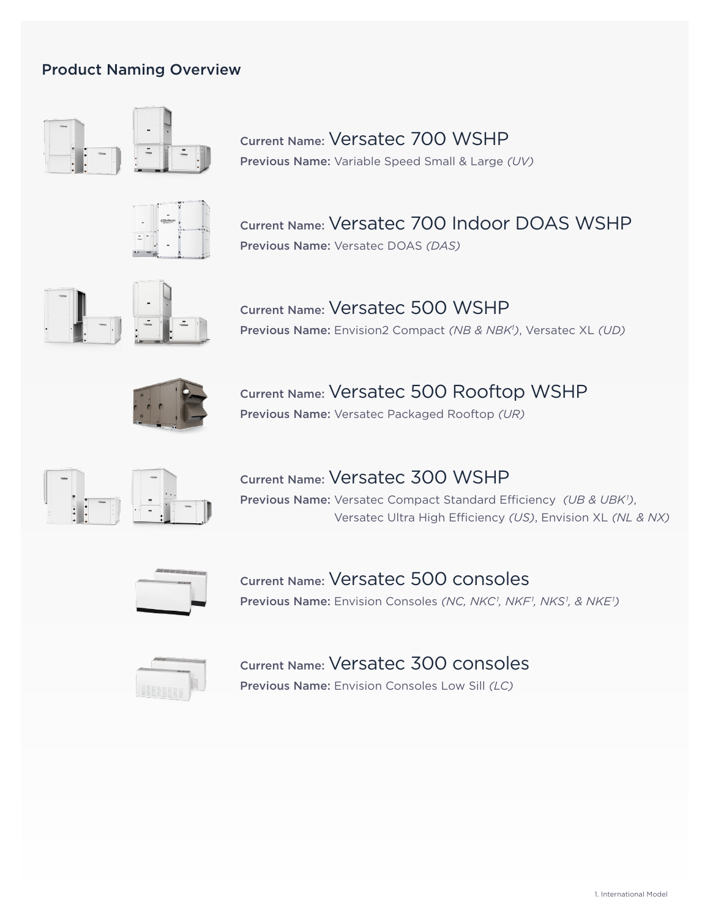## Product Naming Overview

**Current Name:** Versatec 700 WSHP
**Previous Name:** Variable Speed Small & Large *(UV)*

**Current Name:** Versatec 700 Indoor DOAS WSHP
**Previous Name:** Versatec DOAS *(DAS)*

**Current Name:** Versatec 500 WSHP
**Previous Name:** Envision2 Compact *(NB & NBK[1])*, Versatec XL *(UD)*

**Current Name:** Versatec 500 Rooftop WSHP
**Previous Name:** Versatec Packaged Rooftop *(UR)*

**Current Name:** Versatec 300 WSHP
**Previous Name:** Versatec Compact Standard Efficiency *(UB & UBK[1])*, Versatec Ultra High Efficiency *(US)*, Envision XL *(NL & NX)*

**Current Name:** Versatec 500 consoles
**Previous Name:** Envision Consoles *(NC, NKC[1], NKF[1], NKS[1], & NKE[1])*

**Current Name:** Versatec 300 consoles
**Previous Name:** Envision Consoles Low Sill *(LC)*

1. International Model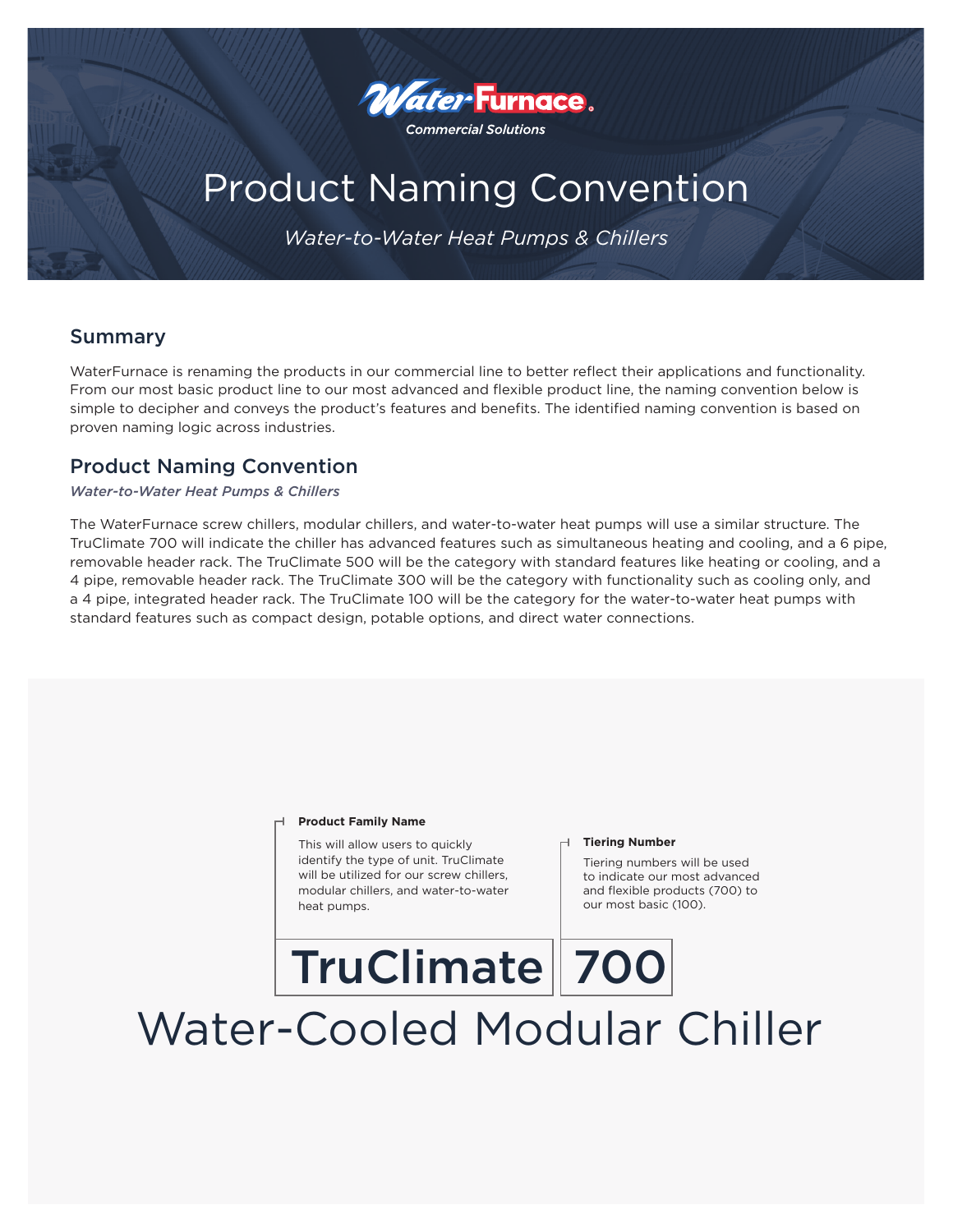WaterFurnace Commercial Solutions

# Product Naming Convention

*Water-to-Water Heat Pumps & Chillers*

## Summary

WaterFurnace is renaming the products in our commercial line to better reflect their applications and functionality. From our most basic product line to our most advanced and flexible product line, the naming convention below is simple to decipher and conveys the product's features and benefits. The identified naming convention is based on proven naming logic across industries.

## Product Naming Convention

***Water-to-Water Heat Pumps & Chillers***

The WaterFurnace screw chillers, modular chillers, and water-to-water heat pumps will use a similar structure. The TruClimate 700 will indicate the chiller has advanced features such as simultaneous heating and cooling, and a 6 pipe, removable header rack. The TruClimate 500 will be the category with standard features like heating or cooling, and a 4 pipe, removable header rack. The TruClimate 300 will be the category with functionality such as cooling only, and a 4 pipe, integrated header rack. The TruClimate 100 will be the category for the water-to-water heat pumps with standard features such as compact design, potable options, and direct water connections.

**Product Family Name**

This will allow users to quickly identify the type of unit. TruClimate will be utilized for our screw chillers, modular chillers, and water-to-water heat pumps.

**Tiering Number**

Tiering numbers will be used to indicate our most advanced and flexible products (700) to our most basic (100).

**TruClimate** | **700**

Water-Cooled Modular Chiller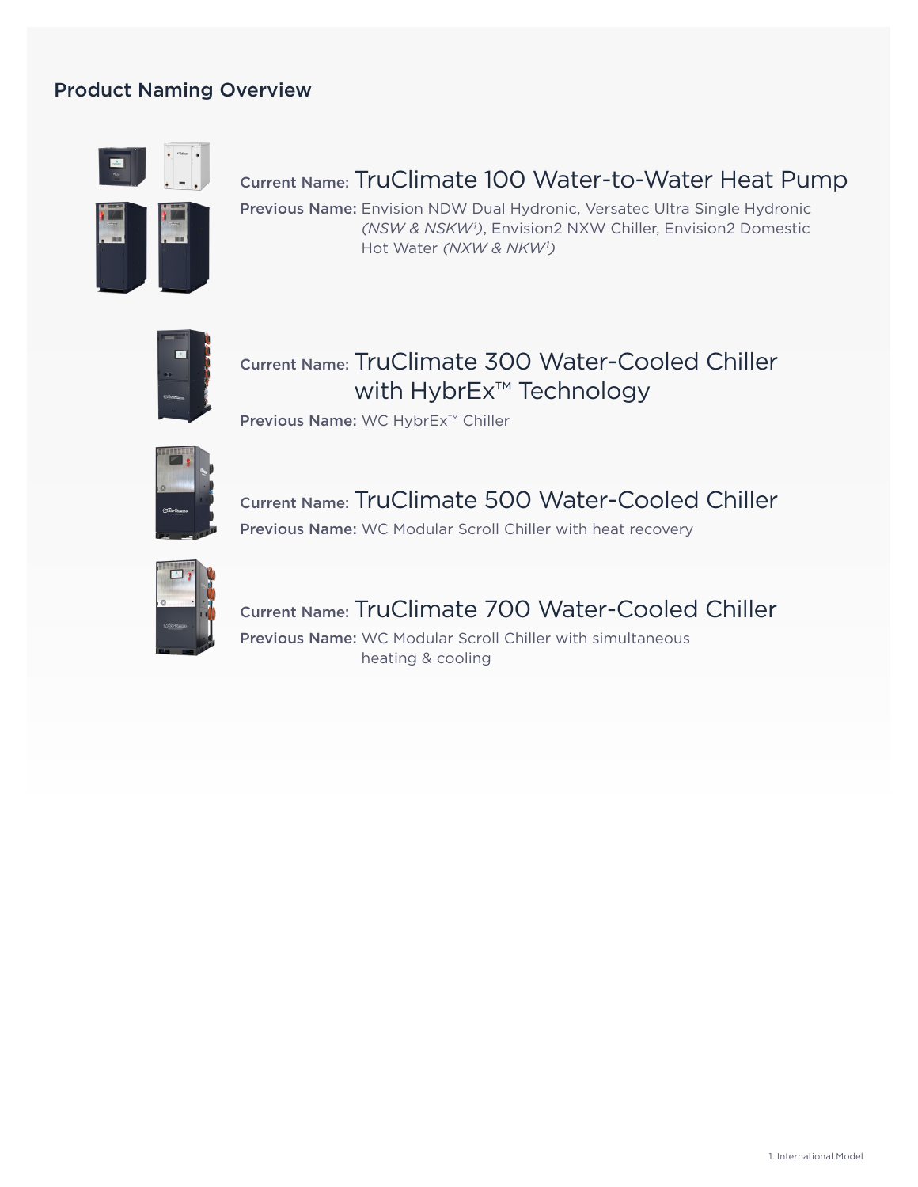## Product Naming Overview

**Current Name:** TruClimate 100 Water-to-Water Heat Pump

**Previous Name:** Envision NDW Dual Hydronic, Versatec Ultra Single Hydronic *(NSW & NSKW[1])*, Envision2 NXW Chiller, Envision2 Domestic Hot Water *(NXW & NKW[1])*

**Current Name:** TruClimate 300 Water-Cooled Chiller with HybrEx™ Technology

**Previous Name:** WC HybrEx™ Chiller

**Current Name:** TruClimate 500 Water-Cooled Chiller

**Previous Name:** WC Modular Scroll Chiller with heat recovery

**Current Name:** TruClimate 700 Water-Cooled Chiller

**Previous Name:** WC Modular Scroll Chiller with simultaneous heating & cooling

1. International Model